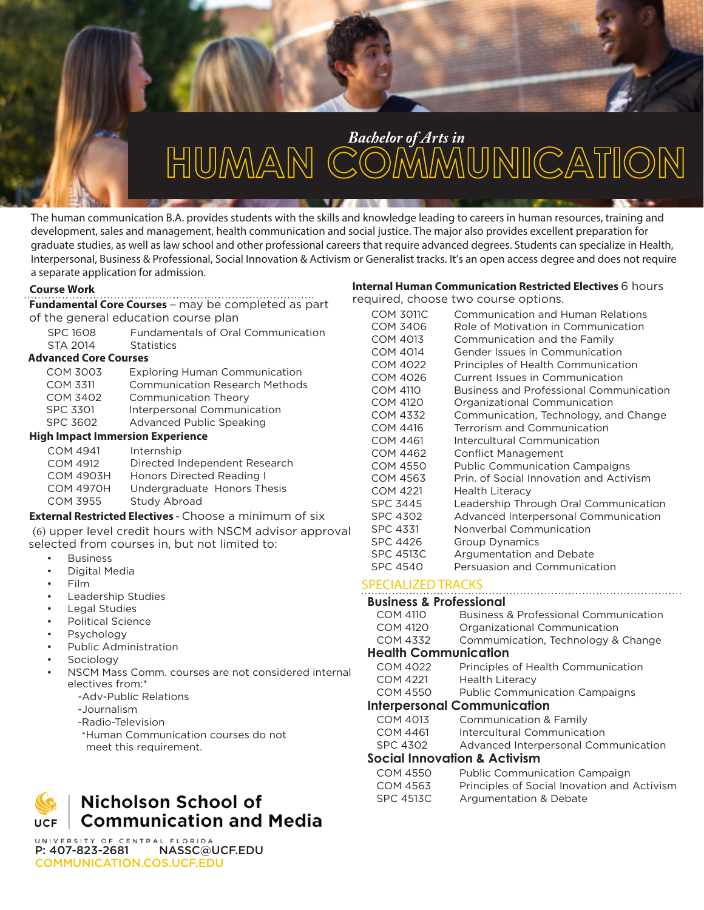# *Bachelor of Arts in* HUMAN COMMUNICATION

The human communication B.A. provides students with the skills and knowledge leading to careers in human resources, training and development, sales and management, health communication and social justice. The major also provides excellent preparation for graduate studies, as well as law school and other professional careers that require advanced degrees. Students can specialize in Health, Interpersonal, Business & Professional, Social Innovation & Activism or Generalist tracks. It's an open access degree and does not require a separate application for admission.

## Course Work

**Fundamental Core Courses** – may be completed as part of the general education course plan

| | |
|---|---|
| SPC 1608 | Fundamentals of Oral Communication |
| STA 2014 | Statistics |

**Advanced Core Courses**

| | |
|---|---|
| COM 3003 | Exploring Human Communication |
| COM 3311 | Communication Research Methods |
| COM 3402 | Communication Theory |
| SPC 3301 | Interpersonal Communication |
| SPC 3602 | Advanced Public Speaking |

**High Impact Immersion Experience**

| | |
|---|---|
| COM 4941 | Internship |
| COM 4912 | Directed Independent Research |
| COM 4903H | Honors Directed Reading I |
| COM 4970H | Undergraduate Honors Thesis |
| COM 3955 | Study Abroad |

**External Restricted Electives** - Choose a minimum of six (6) upper level credit hours with NSCM advisor approval selected from courses in, but not limited to:

- Business
- Digital Media
- Film
- Leadership Studies
- Legal Studies
- Political Science
- Psychology
- Public Administration
- Sociology
- NSCM Mass Comm. courses are not considered internal electives from:*
  - -Adv-Public Relations
  - -Journalism
  - -Radio-Television

  *Human Communication courses do not meet this requirement.

**Internal Human Communication Restricted Electives** 6 hours required, choose two course options.

| | |
|---|---|
| COM 3011C | Communication and Human Relations |
| COM 3406 | Role of Motivation in Communication |
| COM 4013 | Communication and the Family |
| COM 4014 | Gender Issues in Communication |
| COM 4022 | Principles of Health Communication |
| COM 4026 | Current Issues in Communication |
| COM 4110 | Business and Professional Communication |
| COM 4120 | Organizational Communication |
| COM 4332 | Communication, Technology, and Change |
| COM 4416 | Terrorism and Communication |
| COM 4461 | Intercultural Communication |
| COM 4462 | Conflict Management |
| COM 4550 | Public Communication Campaigns |
| COM 4563 | Prin. of Social Innovation and Activism |
| COM 4221 | Health Literacy |
| SPC 3445 | Leadership Through Oral Communication |
| SPC 4302 | Advanced Interpersonal Communication |
| SPC 4331 | Nonverbal Communication |
| SPC 4426 | Group Dynamics |
| SPC 4513C | Argumentation and Debate |
| SPC 4540 | Persuasion and Communication |

## SPECIALIZED TRACKS

**Business & Professional**

| | |
|---|---|
| COM 4110 | Business & Professional Communication |
| COM 4120 | Organizational Communication |
| COM 4332 | Commumication, Technology & Change |

**Health Communication**

| | |
|---|---|
| COM 4022 | Principles of Health Communication |
| COM 4221 | Health Literacy |
| COM 4550 | Public Communication Campaigns |

**Interpersonal Communication**

| | |
|---|---|
| COM 4013 | Communication & Family |
| COM 4461 | Intercultural Communication |
| SPC 4302 | Advanced Interpersonal Communication |

**Social Innovation & Activism**

| | |
|---|---|
| COM 4550 | Public Communication Campaign |
| COM 4563 | Principles of Social Inovation and Activism |
| SPC 4513C | Argumentation & Debate |

**UCF | Nicholson School of Communication and Media**

UNIVERSITY OF CENTRAL FLORIDA

P: 407-823-2681 NASSC@UCF.EDU

COMMUNICATION.COS.UCF.EDU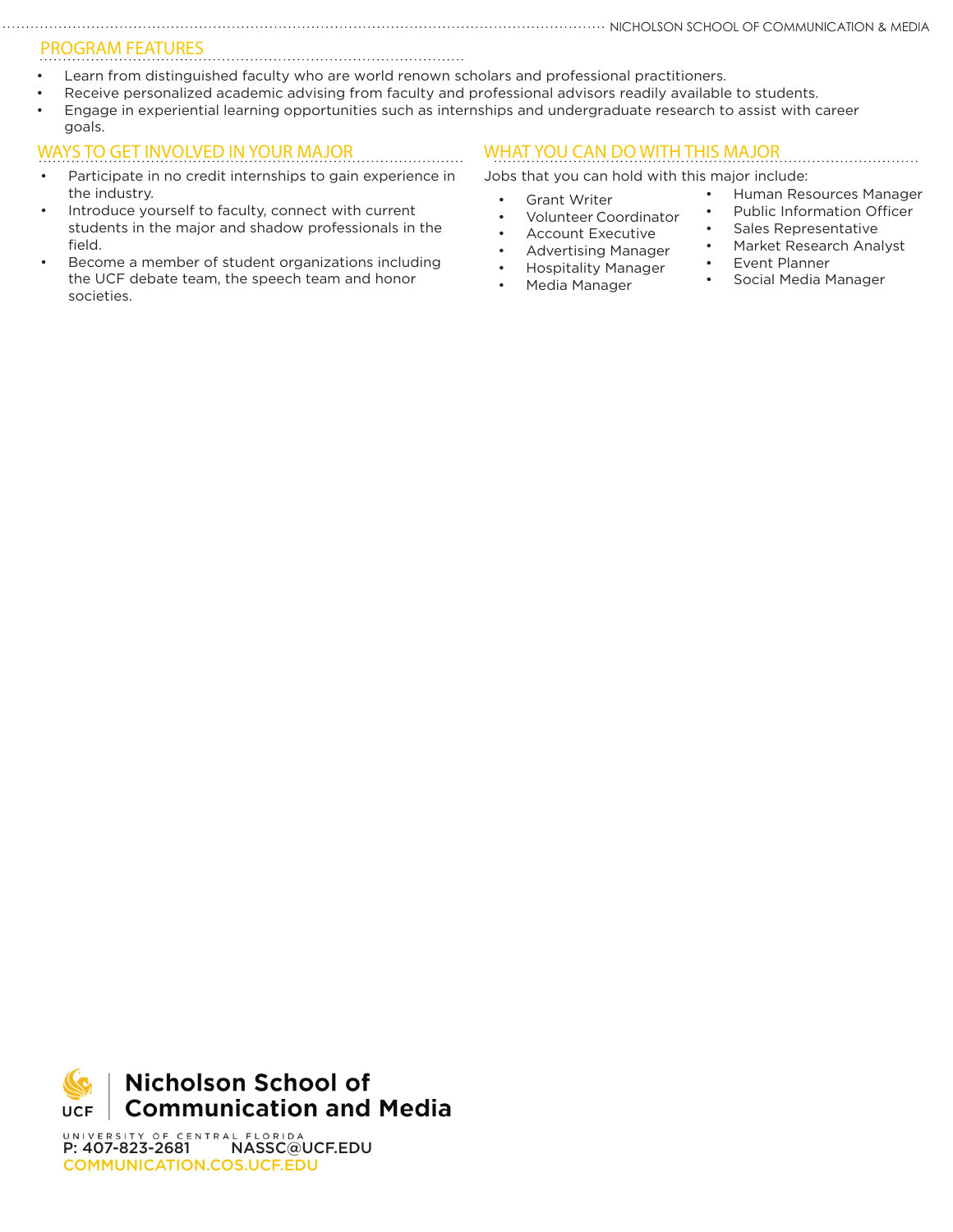## PROGRAM FEATURES

- Learn from distinguished faculty who are world renown scholars and professional practitioners.
- Receive personalized academic advising from faculty and professional advisors readily available to students.
- Engage in experiential learning opportunities such as internships and undergraduate research to assist with career goals.

## WAYS TO GET INVOLVED IN YOUR MAJOR

- Participate in no credit internships to gain experience in the industry.
- Introduce yourself to faculty, connect with current students in the major and shadow professionals in the field.
- Become a member of student organizations including the UCF debate team, the speech team and honor societies.

## WHAT YOU CAN DO WITH THIS MAJOR

Jobs that you can hold with this major include:

- Grant Writer
- Volunteer Coordinator
- Account Executive
- Advertising Manager
- Hospitality Manager
- Media Manager
- Human Resources Manager
- Public Information Officer
- Sales Representative
- Market Research Analyst
- Event Planner
- Social Media Manager

**UCF | Nicholson School of Communication and Media**

UNIVERSITY OF CENTRAL FLORIDA

P: 407-823-2681 NASSC@UCF.EDU

COMMUNICATION.COS.UCF.EDU